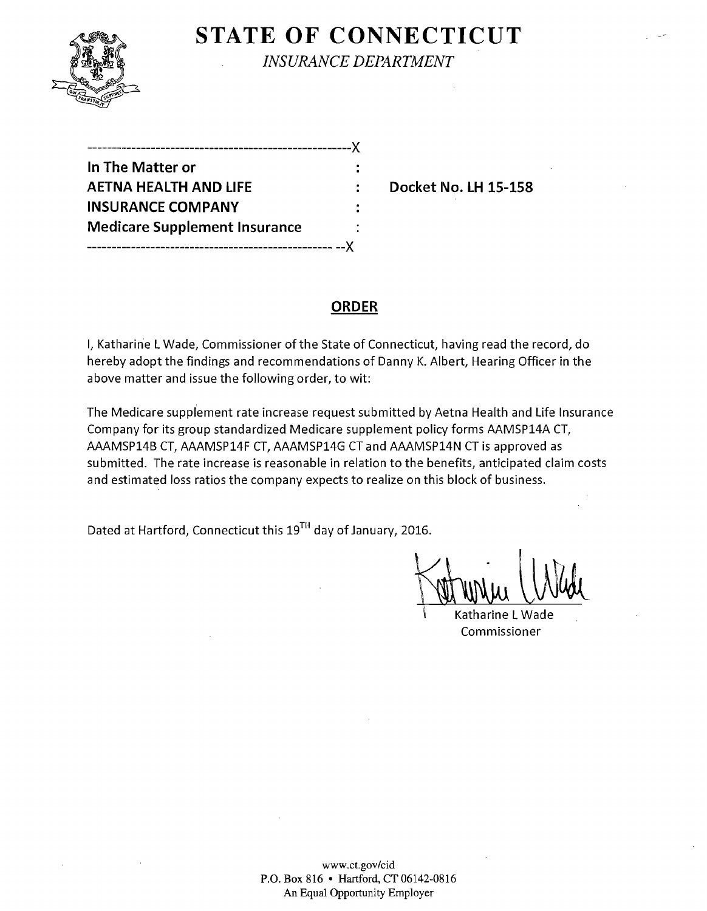# STATE OF CONNECTICUT

*INSURANCE DEPARTMENT*

---

| | | |
|---|---|---|
| **In The Matter or** | : | |
| **AETNA HEALTH AND LIFE** | : | **Docket No. LH 15-158** |
| **INSURANCE COMPANY** | : | |
| **Medicare Supplement Insurance** | : | |

---

## ORDER

I, Katharine L Wade, Commissioner of the State of Connecticut, having read the record, do hereby adopt the findings and recommendations of Danny K. Albert, Hearing Officer in the above matter and issue the following order, to wit:

The Medicare supplement rate increase request submitted by Aetna Health and Life Insurance Company for its group standardized Medicare supplement policy forms AAMSP14A CT, AAAMSP14B CT, AAAMSP14F CT, AAAMSP14G CT and AAAMSP14N CT is approved as submitted. The rate increase is reasonable in relation to the benefits, anticipated claim costs and estimated loss ratios the company expects to realize on this block of business.

Dated at Hartford, Connecticut this 19TH day of January, 2016.

Katharine L Wade
Commissioner

www.ct.gov/cid
P.O. Box 816 • Hartford, CT 06142-0816
An Equal Opportunity Employer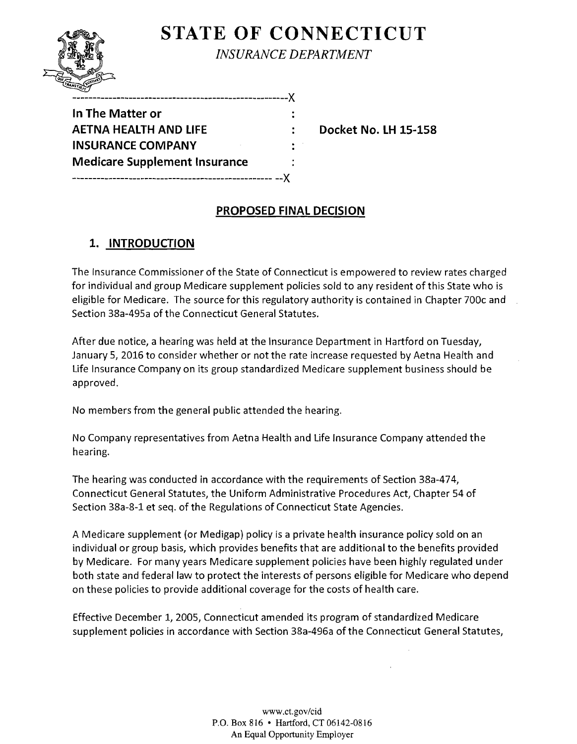# STATE OF CONNECTICUT

*INSURANCE DEPARTMENT*

```
------------------------------------------------------X
In The Matter or                                :
AETNA HEALTH AND LIFE                           :     Docket No. LH 15-158
INSURANCE COMPANY                               :
Medicare Supplement Insurance                   :
---------------------------------------------------- --X
```

## PROPOSED FINAL DECISION

### 1. INTRODUCTION

The Insurance Commissioner of the State of Connecticut is empowered to review rates charged for individual and group Medicare supplement policies sold to any resident of this State who is eligible for Medicare. The source for this regulatory authority is contained in Chapter 700c and Section 38a-495a of the Connecticut General Statutes.

After due notice, a hearing was held at the Insurance Department in Hartford on Tuesday, January 5, 2016 to consider whether or not the rate increase requested by Aetna Health and Life Insurance Company on its group standardized Medicare supplement business should be approved.

No members from the general public attended the hearing.

No Company representatives from Aetna Health and Life Insurance Company attended the hearing.

The hearing was conducted in accordance with the requirements of Section 38a-474, Connecticut General Statutes, the Uniform Administrative Procedures Act, Chapter 54 of Section 38a-8-1 et seq. of the Regulations of Connecticut State Agencies.

A Medicare supplement (or Medigap) policy is a private health insurance policy sold on an individual or group basis, which provides benefits that are additional to the benefits provided by Medicare. For many years Medicare supplement policies have been highly regulated under both state and federal law to protect the interests of persons eligible for Medicare who depend on these policies to provide additional coverage for the costs of health care.

Effective December 1, 2005, Connecticut amended its program of standardized Medicare supplement policies in accordance with Section 38a-496a of the Connecticut General Statutes,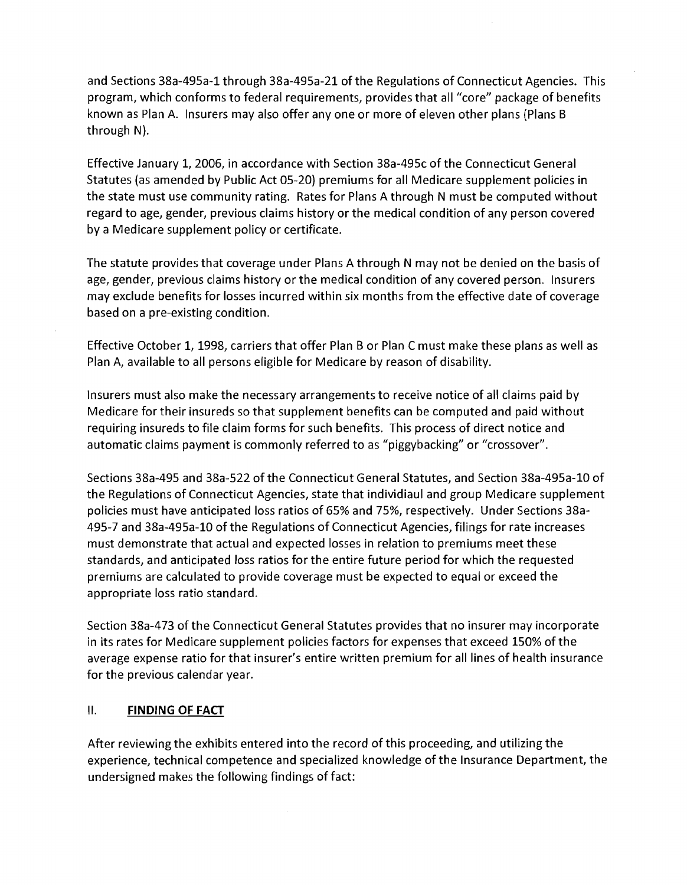and Sections 38a-495a-1 through 38a-495a-21 of the Regulations of Connecticut Agencies. This program, which conforms to federal requirements, provides that all "core" package of benefits known as Plan A. Insurers may also offer any one or more of eleven other plans (Plans B through N).

Effective January 1, 2006, in accordance with Section 38a-495c of the Connecticut General Statutes (as amended by Public Act 05-20) premiums for all Medicare supplement policies in the state must use community rating. Rates for Plans A through N must be computed without regard to age, gender, previous claims history or the medical condition of any person covered by a Medicare supplement policy or certificate.

The statute provides that coverage under Plans A through N may not be denied on the basis of age, gender, previous claims history or the medical condition of any covered person. Insurers may exclude benefits for losses incurred within six months from the effective date of coverage based on a pre-existing condition.

Effective October 1, 1998, carriers that offer Plan B or Plan C must make these plans as well as Plan A, available to all persons eligible for Medicare by reason of disability.

Insurers must also make the necessary arrangements to receive notice of all claims paid by Medicare for their insureds so that supplement benefits can be computed and paid without requiring insureds to file claim forms for such benefits. This process of direct notice and automatic claims payment is commonly referred to as "piggybacking" or "crossover".

Sections 38a-495 and 38a-522 of the Connecticut General Statutes, and Section 38a-495a-10 of the Regulations of Connecticut Agencies, state that individiaul and group Medicare supplement policies must have anticipated loss ratios of 65% and 75%, respectively. Under Sections 38a-495-7 and 38a-495a-10 of the Regulations of Connecticut Agencies, filings for rate increases must demonstrate that actual and expected losses in relation to premiums meet these standards, and anticipated loss ratios for the entire future period for which the requested premiums are calculated to provide coverage must be expected to equal or exceed the appropriate loss ratio standard.

Section 38a-473 of the Connecticut General Statutes provides that no insurer may incorporate in its rates for Medicare supplement policies factors for expenses that exceed 150% of the average expense ratio for that insurer's entire written premium for all lines of health insurance for the previous calendar year.

## II. **FINDING OF FACT**

After reviewing the exhibits entered into the record of this proceeding, and utilizing the experience, technical competence and specialized knowledge of the Insurance Department, the undersigned makes the following findings of fact: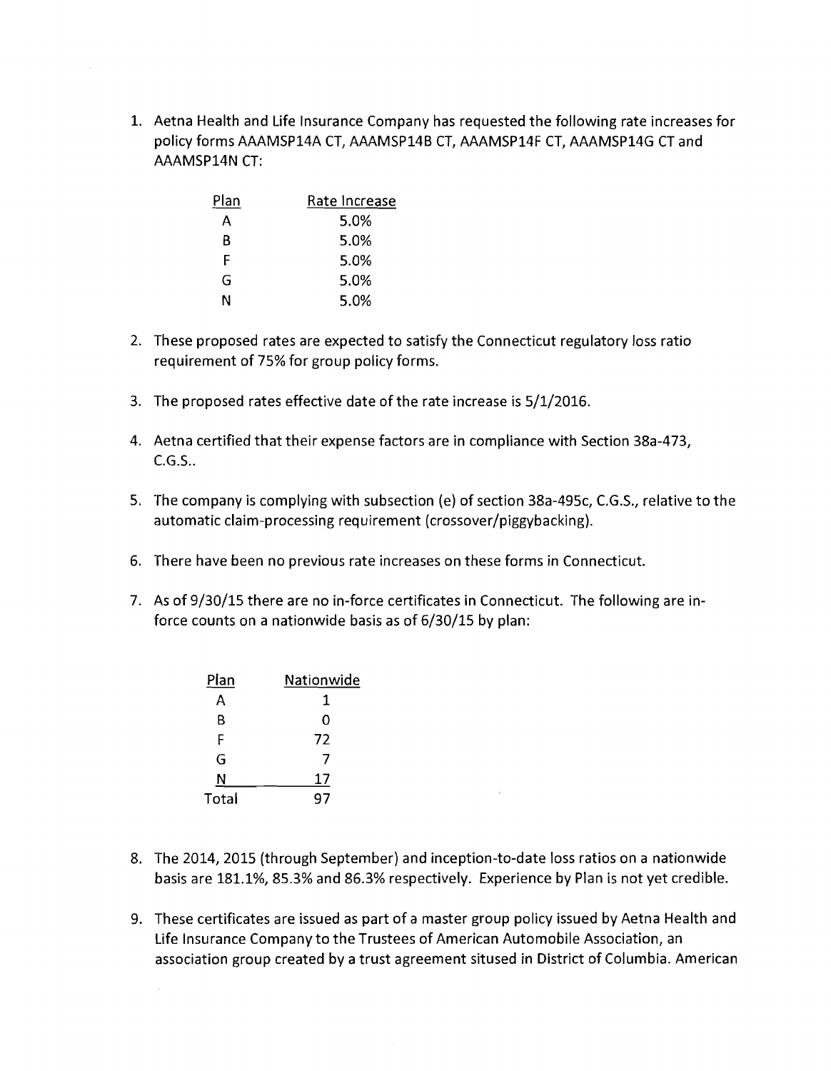1. Aetna Health and Life Insurance Company has requested the following rate increases for policy forms AAAMSP14A CT, AAAMSP14B CT, AAAMSP14F CT, AAAMSP14G CT and AAAMSP14N CT:

| Plan | Rate Increase |
|---|---|
| A | 5.0% |
| B | 5.0% |
| F | 5.0% |
| G | 5.0% |
| N | 5.0% |

2. These proposed rates are expected to satisfy the Connecticut regulatory loss ratio requirement of 75% for group policy forms.

3. The proposed rates effective date of the rate increase is 5/1/2016.

4. Aetna certified that their expense factors are in compliance with Section 38a-473, C.G.S..

5. The company is complying with subsection (e) of section 38a-495c, C.G.S., relative to the automatic claim-processing requirement (crossover/piggybacking).

6. There have been no previous rate increases on these forms in Connecticut.

7. As of 9/30/15 there are no in-force certificates in Connecticut. The following are in-force counts on a nationwide basis as of 6/30/15 by plan:

| Plan | Nationwide |
|---|---|
| A | 1 |
| B | 0 |
| F | 72 |
| G | 7 |
| N | 17 |
| Total | 97 |

8. The 2014, 2015 (through September) and inception-to-date loss ratios on a nationwide basis are 181.1%, 85.3% and 86.3% respectively. Experience by Plan is not yet credible.

9. These certificates are issued as part of a master group policy issued by Aetna Health and Life Insurance Company to the Trustees of American Automobile Association, an association group created by a trust agreement sitused in District of Columbia. American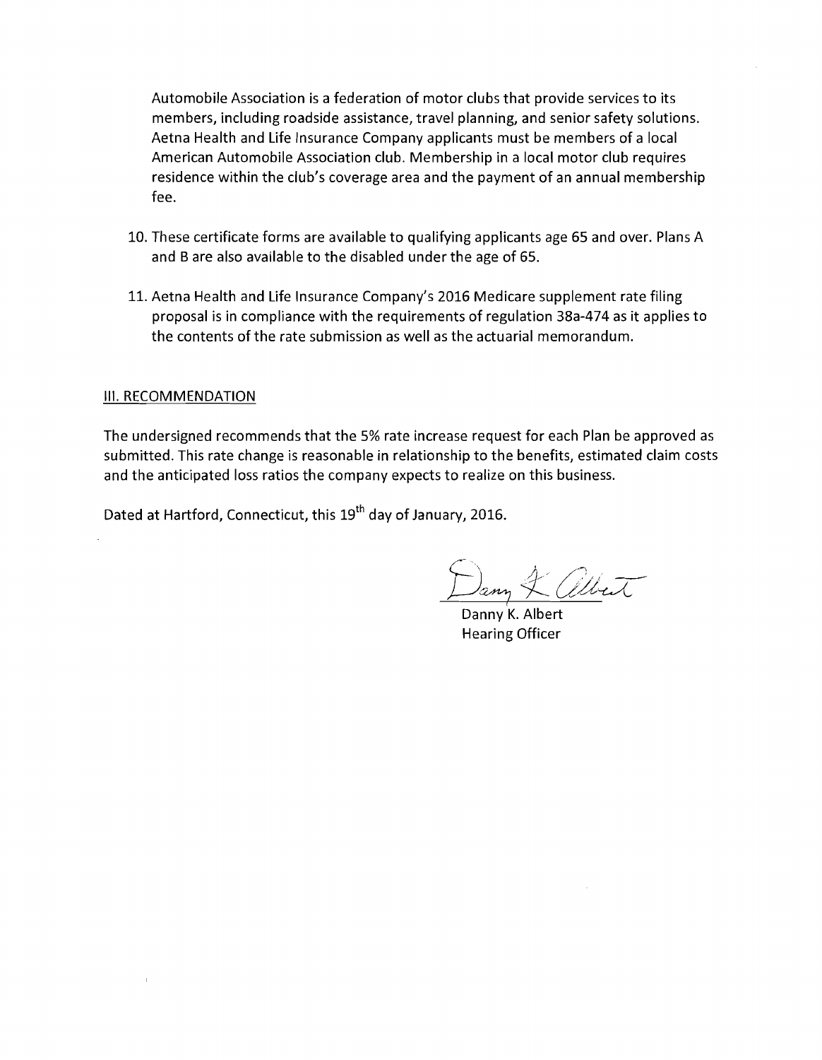Automobile Association is a federation of motor clubs that provide services to its members, including roadside assistance, travel planning, and senior safety solutions. Aetna Health and Life Insurance Company applicants must be members of a local American Automobile Association club. Membership in a local motor club requires residence within the club's coverage area and the payment of an annual membership fee.

10. These certificate forms are available to qualifying applicants age 65 and over. Plans A and B are also available to the disabled under the age of 65.

11. Aetna Health and Life Insurance Company's 2016 Medicare supplement rate filing proposal is in compliance with the requirements of regulation 38a-474 as it applies to the contents of the rate submission as well as the actuarial memorandum.

## III. RECOMMENDATION

The undersigned recommends that the 5% rate increase request for each Plan be approved as submitted. This rate change is reasonable in relationship to the benefits, estimated claim costs and the anticipated loss ratios the company expects to realize on this business.

Dated at Hartford, Connecticut, this 19th day of January, 2016.

Danny K. Albert
Hearing Officer